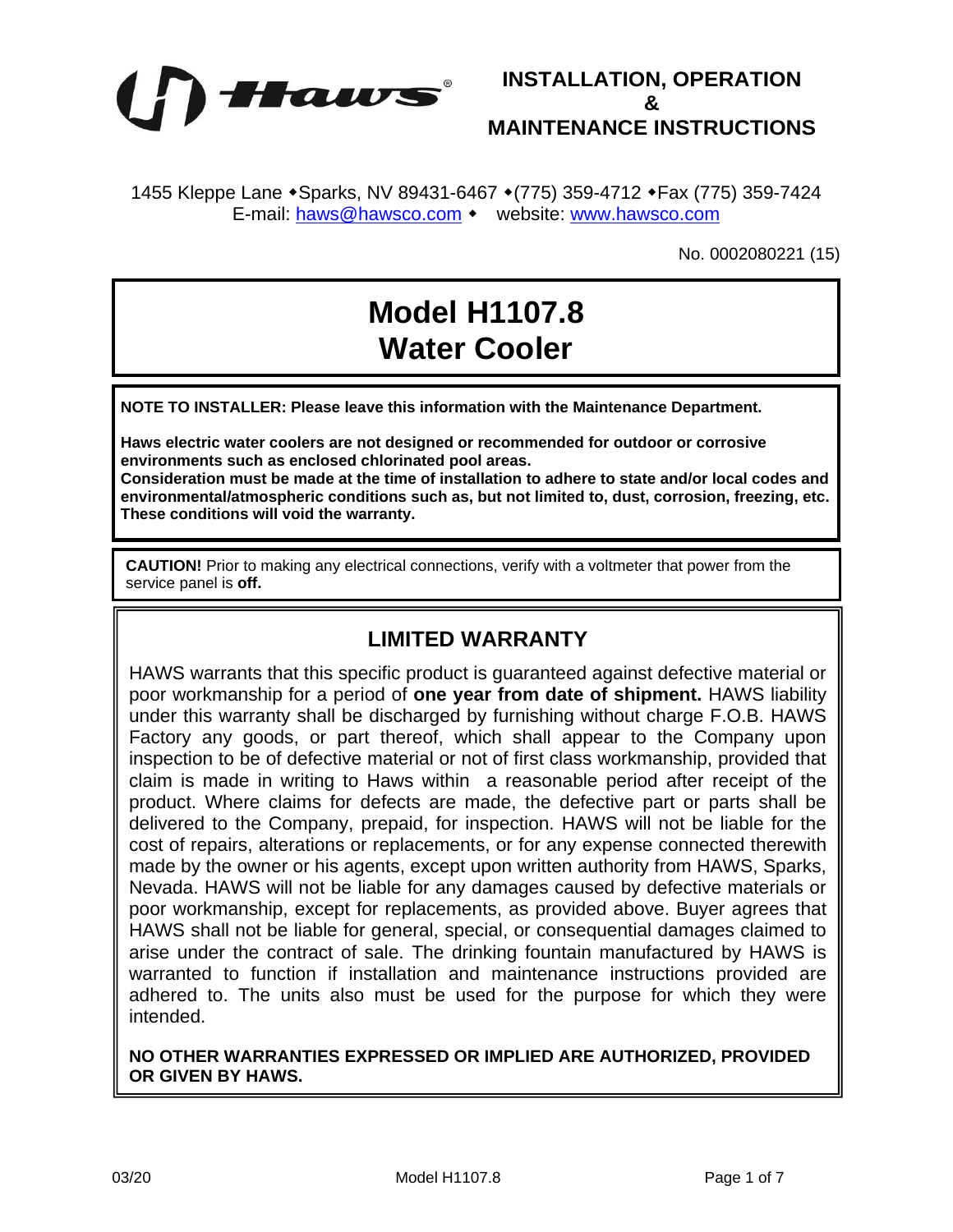**Haws®**

# INSTALLATION, OPERATION & MAINTENANCE INSTRUCTIONS

1455 Kleppe Lane ◆Sparks, NV 89431-6467 ◆(775) 359-4712 ◆Fax (775) 359-7424
E-mail: haws@hawsco.com ◆ website: www.hawsco.com

No. 0002080221 (15)

# Model H1107.8 Water Cooler

**NOTE TO INSTALLER: Please leave this information with the Maintenance Department.**

**Haws electric water coolers are not designed or recommended for outdoor or corrosive environments such as enclosed chlorinated pool areas.**
**Consideration must be made at the time of installation to adhere to state and/or local codes and environmental/atmospheric conditions such as, but not limited to, dust, corrosion, freezing, etc. These conditions will void the warranty.**

**CAUTION!** Prior to making any electrical connections, verify with a voltmeter that power from the service panel is **off.**

## LIMITED WARRANTY

HAWS warrants that this specific product is guaranteed against defective material or poor workmanship for a period of **one year from date of shipment.** HAWS liability under this warranty shall be discharged by furnishing without charge F.O.B. HAWS Factory any goods, or part thereof, which shall appear to the Company upon inspection to be of defective material or not of first class workmanship, provided that claim is made in writing to Haws within a reasonable period after receipt of the product. Where claims for defects are made, the defective part or parts shall be delivered to the Company, prepaid, for inspection. HAWS will not be liable for the cost of repairs, alterations or replacements, or for any expense connected therewith made by the owner or his agents, except upon written authority from HAWS, Sparks, Nevada. HAWS will not be liable for any damages caused by defective materials or poor workmanship, except for replacements, as provided above. Buyer agrees that HAWS shall not be liable for general, special, or consequential damages claimed to arise under the contract of sale. The drinking fountain manufactured by HAWS is warranted to function if installation and maintenance instructions provided are adhered to. The units also must be used for the purpose for which they were intended.

**NO OTHER WARRANTIES EXPRESSED OR IMPLIED ARE AUTHORIZED, PROVIDED OR GIVEN BY HAWS.**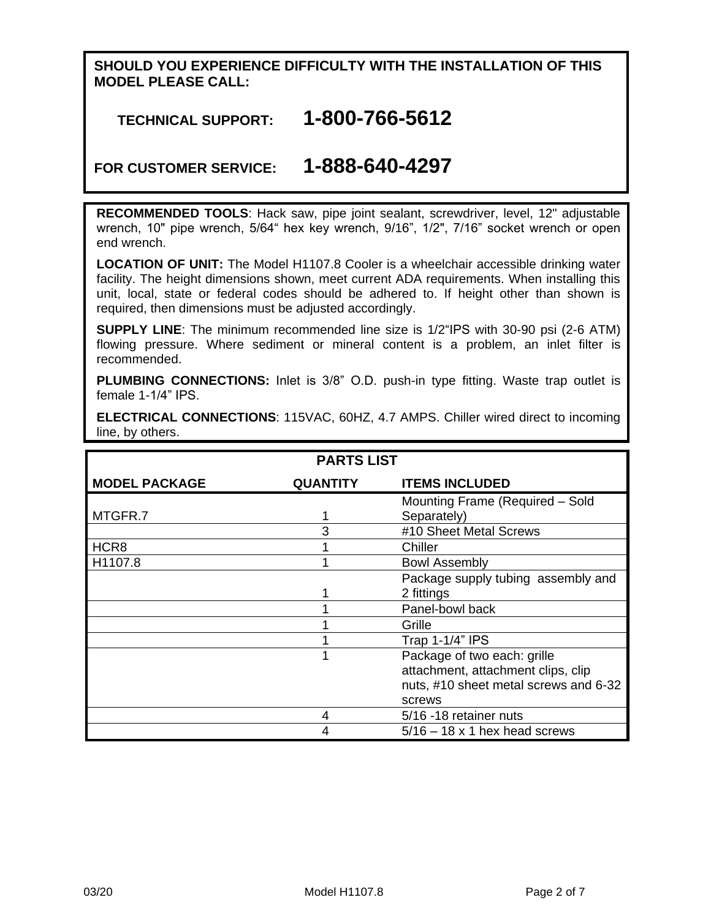**SHOULD YOU EXPERIENCE DIFFICULTY WITH THE INSTALLATION OF THIS MODEL PLEASE CALL:**

**TECHNICAL SUPPORT: 1-800-766-5612**

**FOR CUSTOMER SERVICE: 1-888-640-4297**

**RECOMMENDED TOOLS**: Hack saw, pipe joint sealant, screwdriver, level, 12" adjustable wrench, 10" pipe wrench, 5/64" hex key wrench, 9/16", 1/2", 7/16" socket wrench or open end wrench.

**LOCATION OF UNIT:** The Model H1107.8 Cooler is a wheelchair accessible drinking water facility. The height dimensions shown, meet current ADA requirements. When installing this unit, local, state or federal codes should be adhered to. If height other than shown is required, then dimensions must be adjusted accordingly.

**SUPPLY LINE**: The minimum recommended line size is 1/2"IPS with 30-90 psi (2-6 ATM) flowing pressure. Where sediment or mineral content is a problem, an inlet filter is recommended.

**PLUMBING CONNECTIONS:** Inlet is 3/8" O.D. push-in type fitting. Waste trap outlet is female 1-1/4" IPS.

**ELECTRICAL CONNECTIONS**: 115VAC, 60HZ, 4.7 AMPS. Chiller wired direct to incoming line, by others.

## PARTS LIST

| MODEL PACKAGE | QUANTITY | ITEMS INCLUDED |
|---|---|---|
| MTGFR.7 | 1 | Mounting Frame (Required – Sold Separately) |
| | 3 | #10 Sheet Metal Screws |
| HCR8 | 1 | Chiller |
| H1107.8 | 1 | Bowl Assembly |
| | 1 | Package supply tubing assembly and 2 fittings |
| | 1 | Panel-bowl back |
| | 1 | Grille |
| | 1 | Trap 1-1/4" IPS |
| | 1 | Package of two each: grille attachment, attachment clips, clip nuts, #10 sheet metal screws and 6-32 screws |
| | 4 | 5/16 -18 retainer nuts |
| | 4 | 5/16 – 18 x 1 hex head screws |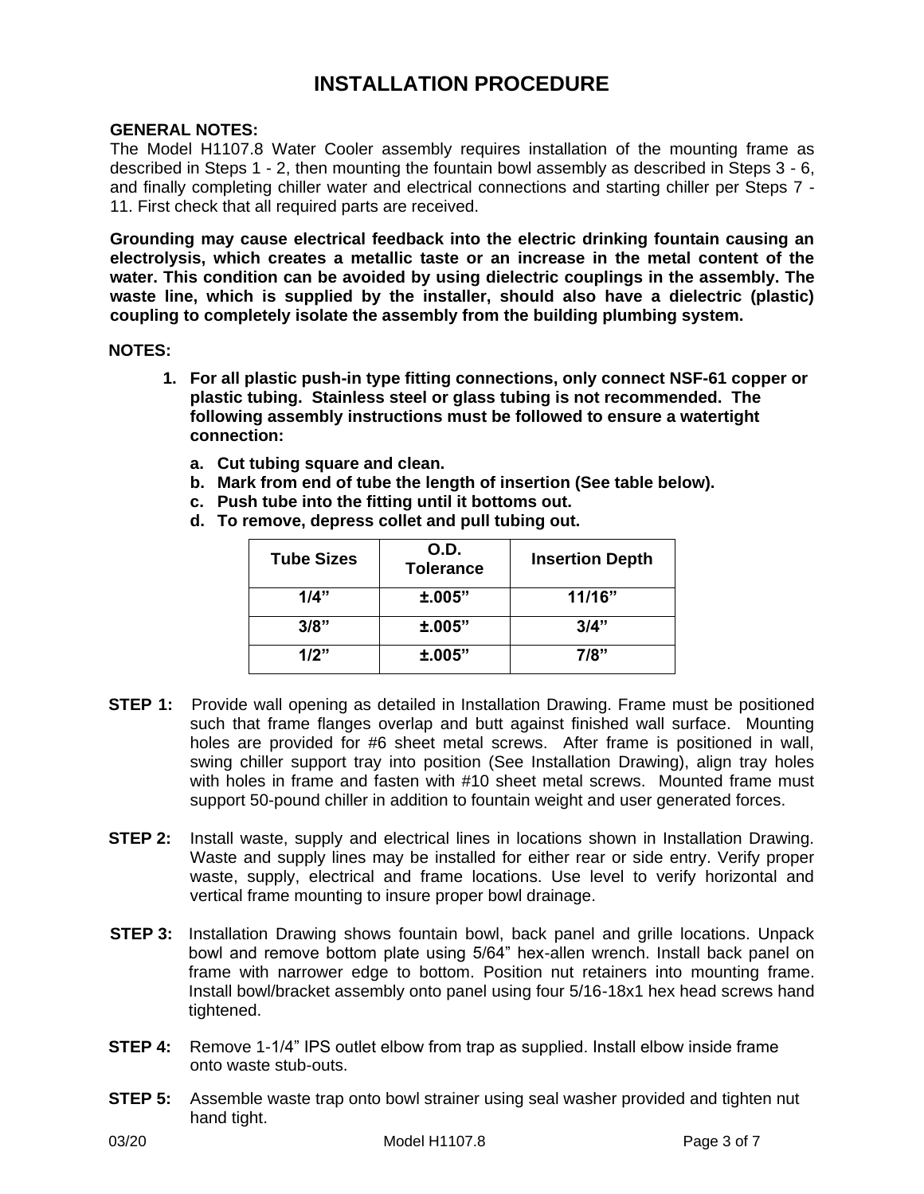# INSTALLATION PROCEDURE

**GENERAL NOTES:**

The Model H1107.8 Water Cooler assembly requires installation of the mounting frame as described in Steps 1 - 2, then mounting the fountain bowl assembly as described in Steps 3 - 6, and finally completing chiller water and electrical connections and starting chiller per Steps 7 - 11. First check that all required parts are received.

**Grounding may cause electrical feedback into the electric drinking fountain causing an electrolysis, which creates a metallic taste or an increase in the metal content of the water. This condition can be avoided by using dielectric couplings in the assembly. The waste line, which is supplied by the installer, should also have a dielectric (plastic) coupling to completely isolate the assembly from the building plumbing system.**

**NOTES:**

1. **For all plastic push-in type fitting connections, only connect NSF-61 copper or plastic tubing. Stainless steel or glass tubing is not recommended. The following assembly instructions must be followed to ensure a watertight connection:**
   a. **Cut tubing square and clean.**
   b. **Mark from end of tube the length of insertion (See table below).**
   c. **Push tube into the fitting until it bottoms out.**
   d. **To remove, depress collet and pull tubing out.**

| Tube Sizes | O.D. Tolerance | Insertion Depth |
|---|---|---|
| 1/4” | ±.005” | 11/16” |
| 3/8” | ±.005” | 3/4” |
| 1/2” | ±.005” | 7/8” |

**STEP 1:** Provide wall opening as detailed in Installation Drawing. Frame must be positioned such that frame flanges overlap and butt against finished wall surface. Mounting holes are provided for #6 sheet metal screws. After frame is positioned in wall, swing chiller support tray into position (See Installation Drawing), align tray holes with holes in frame and fasten with #10 sheet metal screws. Mounted frame must support 50-pound chiller in addition to fountain weight and user generated forces.

**STEP 2:** Install waste, supply and electrical lines in locations shown in Installation Drawing. Waste and supply lines may be installed for either rear or side entry. Verify proper waste, supply, electrical and frame locations. Use level to verify horizontal and vertical frame mounting to insure proper bowl drainage.

**STEP 3:** Installation Drawing shows fountain bowl, back panel and grille locations. Unpack bowl and remove bottom plate using 5/64” hex-allen wrench. Install back panel on frame with narrower edge to bottom. Position nut retainers into mounting frame. Install bowl/bracket assembly onto panel using four 5/16-18x1 hex head screws hand tightened.

**STEP 4:** Remove 1-1/4” IPS outlet elbow from trap as supplied. Install elbow inside frame onto waste stub-outs.

**STEP 5:** Assemble waste trap onto bowl strainer using seal washer provided and tighten nut hand tight.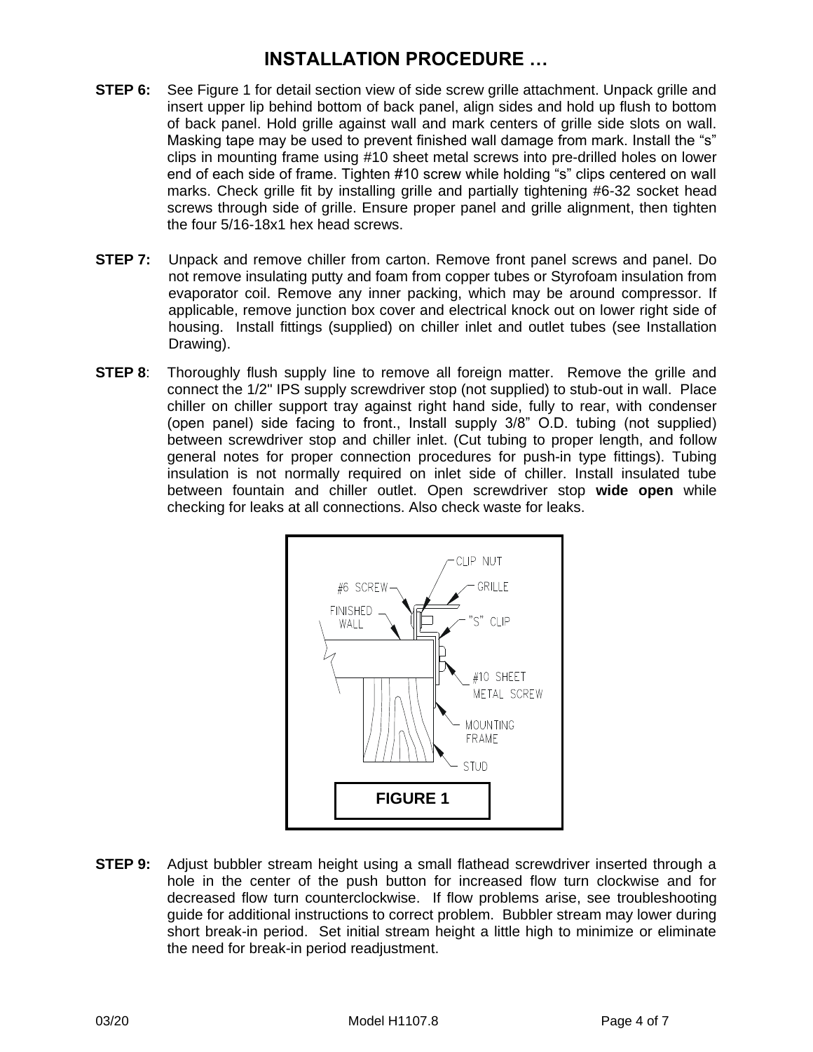# INSTALLATION PROCEDURE …

**STEP 6:** See Figure 1 for detail section view of side screw grille attachment. Unpack grille and insert upper lip behind bottom of back panel, align sides and hold up flush to bottom of back panel. Hold grille against wall and mark centers of grille side slots on wall. Masking tape may be used to prevent finished wall damage from mark. Install the "s" clips in mounting frame using #10 sheet metal screws into pre-drilled holes on lower end of each side of frame. Tighten #10 screw while holding "s" clips centered on wall marks. Check grille fit by installing grille and partially tightening #6-32 socket head screws through side of grille. Ensure proper panel and grille alignment, then tighten the four 5/16-18x1 hex head screws.

**STEP 7:** Unpack and remove chiller from carton. Remove front panel screws and panel. Do not remove insulating putty and foam from copper tubes or Styrofoam insulation from evaporator coil. Remove any inner packing, which may be around compressor. If applicable, remove junction box cover and electrical knock out on lower right side of housing. Install fittings (supplied) on chiller inlet and outlet tubes (see Installation Drawing).

**STEP 8**: Thoroughly flush supply line to remove all foreign matter. Remove the grille and connect the 1/2" IPS supply screwdriver stop (not supplied) to stub-out in wall. Place chiller on chiller support tray against right hand side, fully to rear, with condenser (open panel) side facing to front., Install supply 3/8" O.D. tubing (not supplied) between screwdriver stop and chiller inlet. (Cut tubing to proper length, and follow general notes for proper connection procedures for push-in type fittings). Tubing insulation is not normally required on inlet side of chiller. Install insulated tube between fountain and chiller outlet. Open screwdriver stop **wide open** while checking for leaks at all connections. Also check waste for leaks.

CLIP NUT
#6 SCREW
GRILLE
FINISHED WALL
"S" CLIP
#10 SHEET METAL SCREW
MOUNTING FRAME
STUD

**FIGURE 1**

**STEP 9:** Adjust bubbler stream height using a small flathead screwdriver inserted through a hole in the center of the push button for increased flow turn clockwise and for decreased flow turn counterclockwise. If flow problems arise, see troubleshooting guide for additional instructions to correct problem. Bubbler stream may lower during short break-in period. Set initial stream height a little high to minimize or eliminate the need for break-in period readjustment.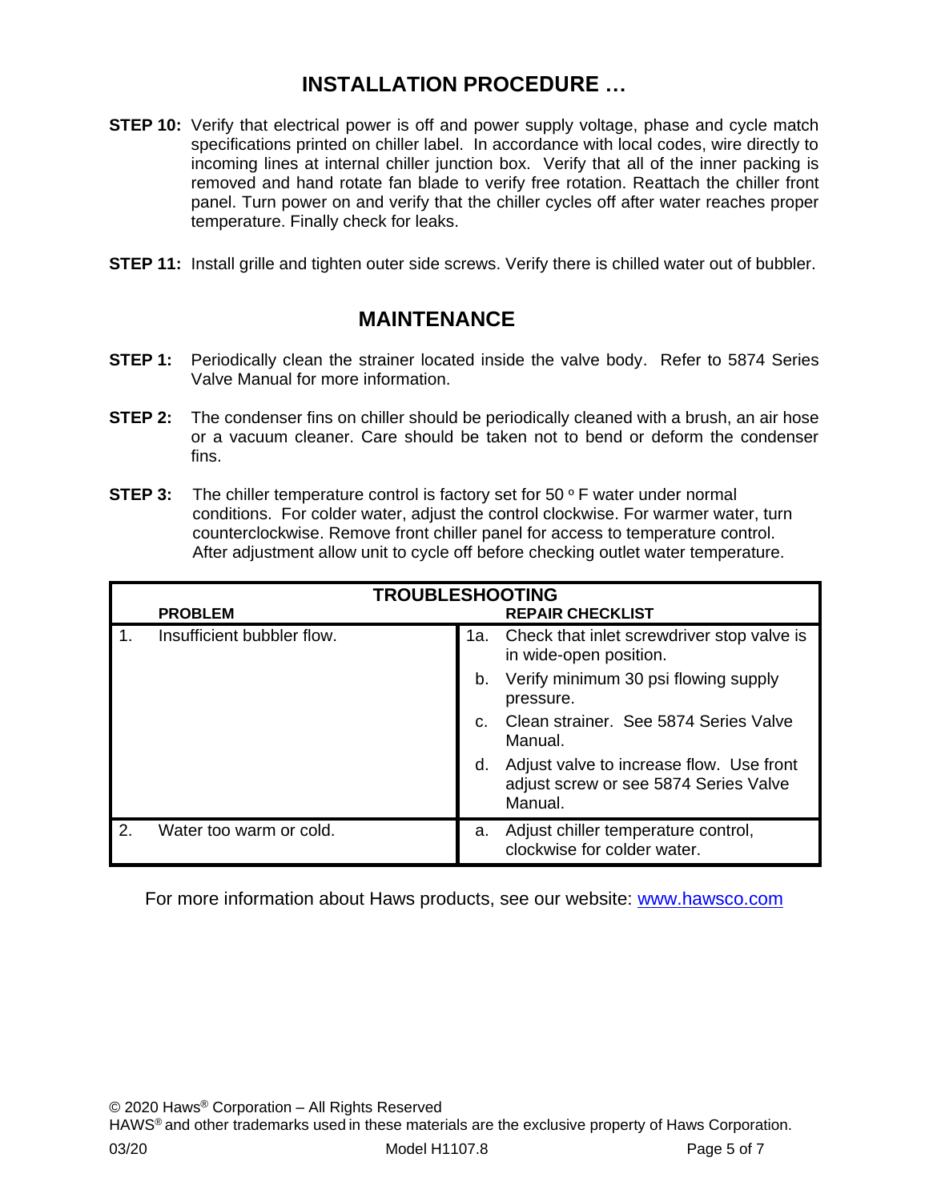## INSTALLATION PROCEDURE …

**STEP 10:** Verify that electrical power is off and power supply voltage, phase and cycle match specifications printed on chiller label. In accordance with local codes, wire directly to incoming lines at internal chiller junction box. Verify that all of the inner packing is removed and hand rotate fan blade to verify free rotation. Reattach the chiller front panel. Turn power on and verify that the chiller cycles off after water reaches proper temperature. Finally check for leaks.

**STEP 11:** Install grille and tighten outer side screws. Verify there is chilled water out of bubbler.

## MAINTENANCE

**STEP 1:** Periodically clean the strainer located inside the valve body. Refer to 5874 Series Valve Manual for more information.

**STEP 2:** The condenser fins on chiller should be periodically cleaned with a brush, an air hose or a vacuum cleaner. Care should be taken not to bend or deform the condenser fins.

**STEP 3:** The chiller temperature control is factory set for 50 º F water under normal conditions. For colder water, adjust the control clockwise. For warmer water, turn counterclockwise. Remove front chiller panel for access to temperature control. After adjustment allow unit to cycle off before checking outlet water temperature.

**TROUBLESHOOTING**

| | PROBLEM | | REPAIR CHECKLIST |
|---|---|---|---|
| 1. | Insufficient bubbler flow. | 1a. | Check that inlet screwdriver stop valve is in wide-open position. |
| | | b. | Verify minimum 30 psi flowing supply pressure. |
| | | c. | Clean strainer. See 5874 Series Valve Manual. |
| | | d. | Adjust valve to increase flow. Use front adjust screw or see 5874 Series Valve Manual. |
| 2. | Water too warm or cold. | a. | Adjust chiller temperature control, clockwise for colder water. |

For more information about Haws products, see our website: www.hawsco.com

© 2020 Haws® Corporation – All Rights Reserved
HAWS® and other trademarks used in these materials are the exclusive property of Haws Corporation.
03/20 Model H1107.8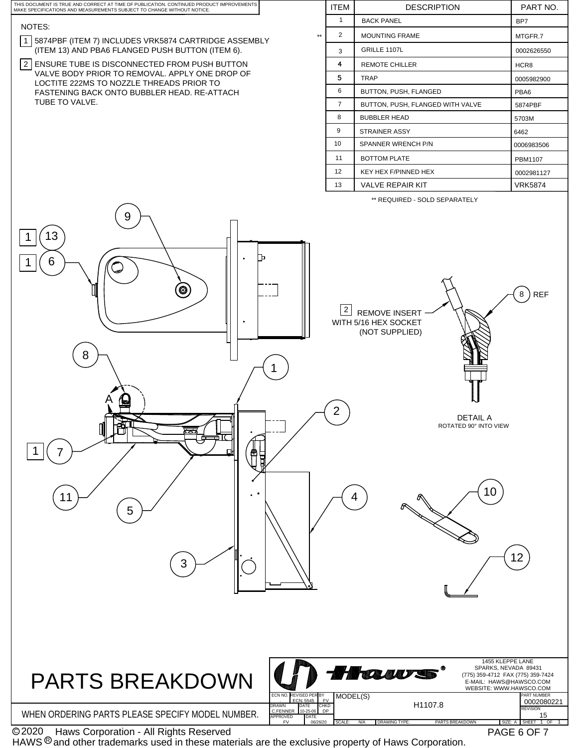THIS DOCUMENT IS TRUE AND CORRECT AT TIME OF PUBLICATION. CONTINUED PRODUCT IMPROVEMENTS MAKE SPECIFICATIONS AND MEASUREMENTS SUBJECT TO CHANGE WITHOUT NOTICE.

NOTES:

1. 5874PBF (ITEM 7) INCLUDES VRK5874 CARTRIDGE ASSEMBLY (ITEM 13) AND PBA6 FLANGED PUSH BUTTON (ITEM 6).
2. ENSURE TUBE IS DISCONNECTED FROM PUSH BUTTON VALVE BODY PRIOR TO REMOVAL. APPLY ONE DROP OF LOCTITE 222MS TO NOZZLE THREADS PRIOR TO FASTENING BACK ONTO BUBBLER HEAD. RE-ATTACH TUBE TO VALVE.

| | ITEM | DESCRIPTION | PART NO. |
|---|---|---|---|
| | 1 | BACK PANEL | BP7 |
| ** | 2 | MOUNTING FRAME | MTGFR.7 |
| | 3 | GRILLE 1107L | 0002626550 |
| | 4 | REMOTE CHILLER | HCR8 |
| | 5 | TRAP | 0005982900 |
| | 6 | BUTTON, PUSH, FLANGED | PBA6 |
| | 7 | BUTTON, PUSH, FLANGED WITH VALVE | 5874PBF |
| | 8 | BUBBLER HEAD | 5703M |
| | 9 | STRAINER ASSY | 6462 |
| | 10 | SPANNER WRENCH P/N | 0006983506 |
| | 11 | BOTTOM PLATE | PBM1107 |
| | 12 | KEY HEX F/PINNED HEX | 0002981127 |
| | 13 | VALVE REPAIR KIT | VRK5874 |

** REQUIRED - SOLD SEPARATELY

[2] REMOVE INSERT WITH 5/16 HEX SOCKET (NOT SUPPLIED)

8 REF

DETAIL A
ROTATED 90° INTO VIEW

# PARTS BREAKDOWN

WHEN ORDERING PARTS PLEASE SPECIFY MODEL NUMBER.

Haws®

1455 KLEPPE LANE
SPARKS, NEVADA 89431
(775) 359-4712 FAX (775) 359-7424
E-MAIL: HAWS@HAWSCO.COM
WEBSITE: WWW.HAWSCO.COM

| ECN NO. | REVISED PER | BY | MODEL(S) | PART NUMBER |
|---|---|---|---|---|
| . | ECN: 5545 | FV | H1107.8 | 0002080221 |
| DRAWN | DATE | CHKD | | REVISION |
| C.FENNER | 10-25-06 | DP | | 15 |
| APPROVED | DATE | | | |
| FV | 06/26/20 | | | |

SCALE: N/A | DRAWING TYPE: PARTS BREAKDOWN | SIZE: A | SHEET 1 OF 1

©2020 Haws Corporation - All Rights Reserved
HAWS® and other trademarks used in these materials are the exclusive property of Haws Corporation.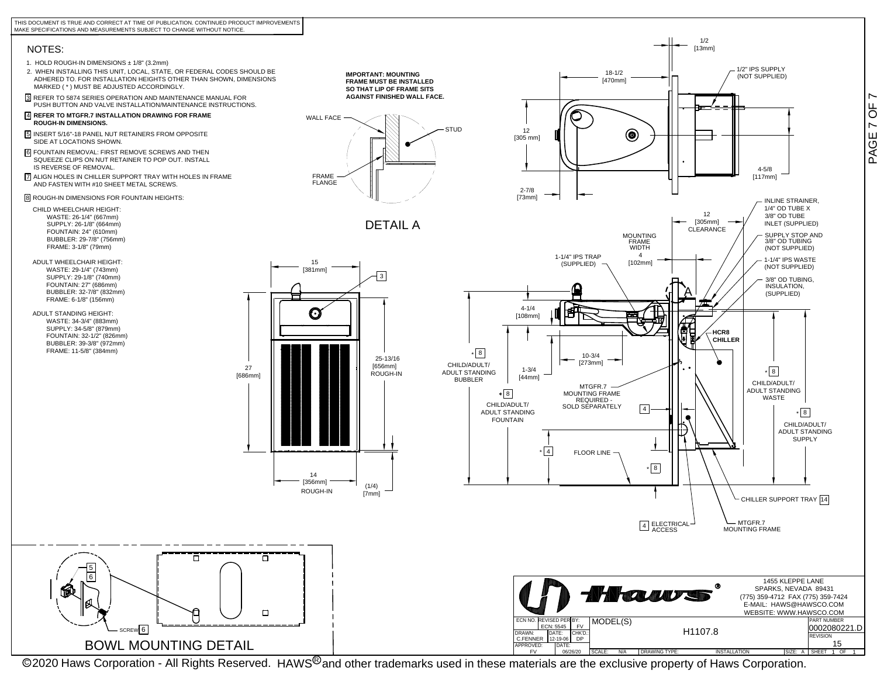THIS DOCUMENT IS TRUE AND CORRECT AT TIME OF PUBLICATION. CONTINUED PRODUCT IMPROVEMENTS MAKE SPECIFICATIONS AND MEASUREMENTS SUBJECT TO CHANGE WITHOUT NOTICE.

## NOTES:

1. HOLD ROUGH-IN DIMENSIONS ± 1/8" (3.2mm)
2. WHEN INSTALLING THIS UNIT, LOCAL, STATE, OR FEDERAL CODES SHOULD BE ADHERED TO. FOR INSTALLATION HEIGHTS OTHER THAN SHOWN, DIMENSIONS MARKED ( * ) MUST BE ADJUSTED ACCORDINGLY.
3. REFER TO 5874 SERIES OPERATION AND MAINTENANCE MANUAL FOR PUSH BUTTON AND VALVE INSTALLATION/MAINTENANCE INSTRUCTIONS.
4. **REFER TO MTGFR.7 INSTALLATION DRAWING FOR FRAME ROUGH-IN DIMENSIONS.**
5. INSERT 5/16"-18 PANEL NUT RETAINERS FROM OPPOSITE SIDE AT LOCATIONS SHOWN.
6. FOUNTAIN REMOVAL: FIRST REMOVE SCREWS AND THEN SQUEEZE CLIPS ON NUT RETAINER TO POP OUT. INSTALL IS REVERSE OF REMOVAL.
7. ALIGN HOLES IN CHILLER SUPPORT TRAY WITH HOLES IN FRAME AND FASTEN WITH #10 SHEET METAL SCREWS.
8. ROUGH-IN DIMENSIONS FOR FOUNTAIN HEIGHTS:

CHILD WHEELCHAIR HEIGHT:
- WASTE: 26-1/4" (667mm)
- SUPPLY: 26-1/8" (664mm)
- FOUNTAIN: 24" (610mm)
- BUBBLER: 29-7/8" (756mm)
- FRAME: 3-1/8" (79mm)

ADULT WHEELCHAIR HEIGHT:
- WASTE: 29-1/4" (743mm)
- SUPPLY: 29-1/8" (740mm)
- FOUNTAIN: 27" (686mm)
- BUBBLER: 32-7/8" (832mm)
- FRAME: 6-1/8" (156mm)

ADULT STANDING HEIGHT:
- WASTE: 34-3/4" (883mm)
- SUPPLY: 34-5/8" (879mm)
- FOUNTAIN: 32-1/2" (826mm)
- BUBBLER: 39-3/8" (972mm)
- FRAME: 11-5/8" (384mm)

**IMPORTANT: MOUNTING FRAME MUST BE INSTALLED SO THAT LIP OF FRAME SITS AGAINST FINISHED WALL FACE.**

WALL FACE
STUD
FRAME FLANGE

DETAIL A

15 [381mm]
3
27 [686mm]
25-13/16 [656mm] ROUGH-IN
14 [356mm] ROUGH-IN
(1/4) [7mm]

1/2 [13mm]
18-1/2 [470mm]
1/2" IPS SUPPLY (NOT SUPPLIED)
12 [305 mm]
4-5/8 [117mm]
2-7/8 [73mm]

12 [305mm] CLEARANCE
MOUNTING FRAME WIDTH 4 [102mm]
1-1/4" IPS TRAP (SUPPLIED)
INLINE STRAINER, 1/4" OD TUBE X 3/8" OD TUBE INLET (SUPPLIED)
SUPPLY STOP AND 3/8" OD TUBING (NOT SUPPLIED)
1-1/4" IPS WASTE (NOT SUPPLIED)
3/8" OD TUBING, INSULATION, (SUPPLIED)
A
4-1/4 [108mm]
HCR8 CHILLER
* 8 CHILD/ADULT/ ADULT STANDING BUBBLER
10-3/4 [273mm]
1-3/4 [44mm]
* 8 CHILD/ADULT/ ADULT STANDING WASTE
* 8 CHILD/ADULT/ ADULT STANDING FOUNTAIN
MTGFR.7 MOUNTING FRAME REQUIRED - SOLD SEPARATELY
4
* 8 CHILD/ADULT/ ADULT STANDING SUPPLY
* 4
FLOOR LINE
* 8
CHILLER SUPPORT TRAY 14
4 ELECTRICAL ACCESS
MTGFR.7 MOUNTING FRAME

5
6
SCREW 6

BOWL MOUNTING DETAIL

Haws®
1455 KLEPPE LANE
SPARKS, NEVADA 89431
(775) 359-4712 FAX (775) 359-7424
E-MAIL: HAWS@HAWSCO.COM
WEBSITE: WWW.HAWSCO.COM

| ECN NO. | REVISED PER: ECN: 5545 | BY: FV | MODEL(S) | | PART NUMBER 0002080221.D |
|---|---|---|---|---|---|
| DRAWN: C.FENNER | DATE: 12-19-06 | CHK'D.: DP | H1107.8 | | REVISION 15 |
| APPROVED: FV | DATE: 06/26/20 | SCALE: N/A | DRAWING TYPE: INSTALLATION | SIZE: A | SHEET 1 OF 1 |

©2020 Haws Corporation - All Rights Reserved. HAWS® and other trademarks used in these materials are the exclusive property of Haws Corporation.